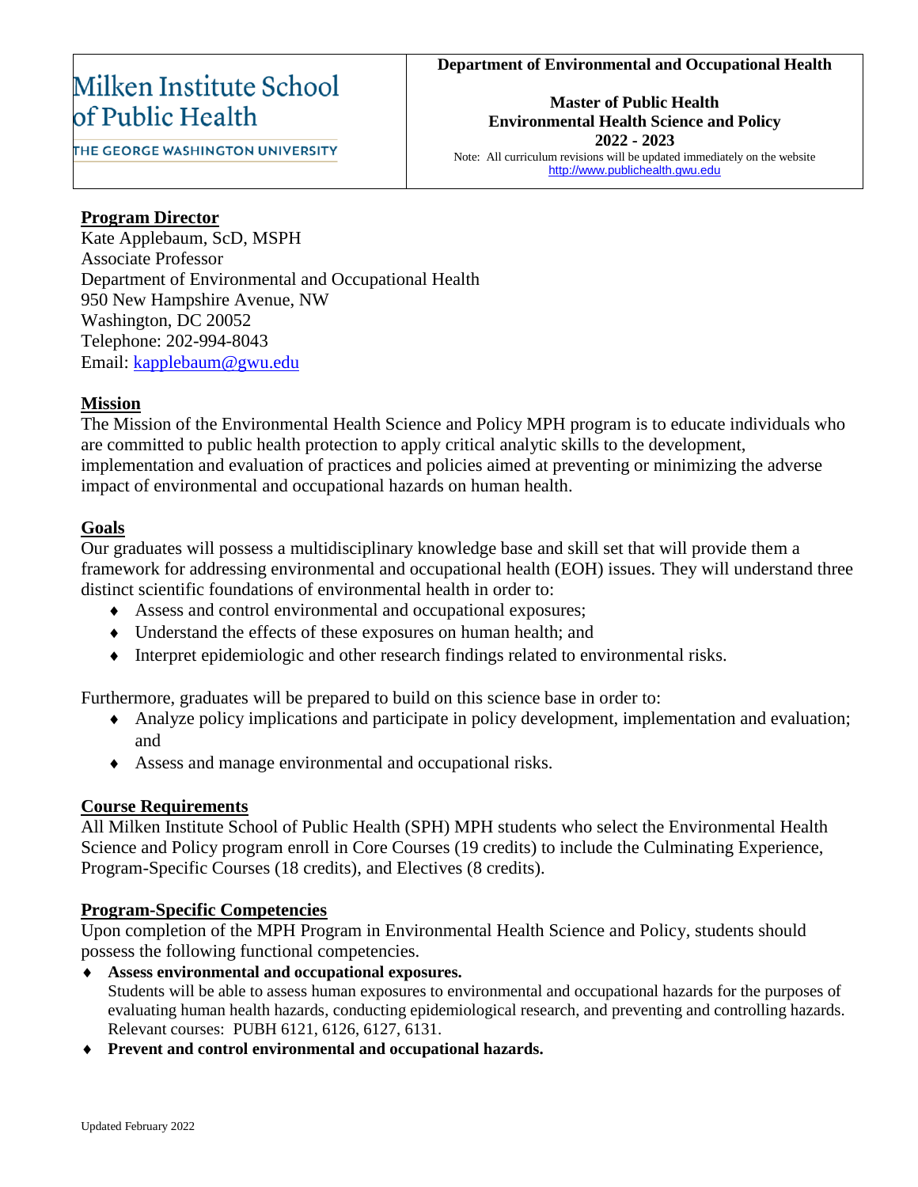| Milken Institute School of Public Health<br>THE GEORGE WASHINGTON UNIVERSITY | **Department of Environmental and Occupational Health**<br><br>**Master of Public Health**<br>**Environmental Health Science and Policy**<br>**2022 - 2023**<br>Note: All curriculum revisions will be updated immediately on the website<br>http://www.publichealth.gwu.edu |
|---|---|

## Program Director

Kate Applebaum, ScD, MSPH
Associate Professor
Department of Environmental and Occupational Health
950 New Hampshire Avenue, NW
Washington, DC 20052
Telephone: 202-994-8043
Email: kapplebaum@gwu.edu

## Mission

The Mission of the Environmental Health Science and Policy MPH program is to educate individuals who are committed to public health protection to apply critical analytic skills to the development, implementation and evaluation of practices and policies aimed at preventing or minimizing the adverse impact of environmental and occupational hazards on human health.

## Goals

Our graduates will possess a multidisciplinary knowledge base and skill set that will provide them a framework for addressing environmental and occupational health (EOH) issues. They will understand three distinct scientific foundations of environmental health in order to:

- Assess and control environmental and occupational exposures;
- Understand the effects of these exposures on human health; and
- Interpret epidemiologic and other research findings related to environmental risks.

Furthermore, graduates will be prepared to build on this science base in order to:

- Analyze policy implications and participate in policy development, implementation and evaluation; and
- Assess and manage environmental and occupational risks.

## Course Requirements

All Milken Institute School of Public Health (SPH) MPH students who select the Environmental Health Science and Policy program enroll in Core Courses (19 credits) to include the Culminating Experience, Program-Specific Courses (18 credits), and Electives (8 credits).

## Program-Specific Competencies

Upon completion of the MPH Program in Environmental Health Science and Policy, students should possess the following functional competencies.

- **Assess environmental and occupational exposures.**
  Students will be able to assess human exposures to environmental and occupational hazards for the purposes of evaluating human health hazards, conducting epidemiological research, and preventing and controlling hazards. Relevant courses: PUBH 6121, 6126, 6127, 6131.
- **Prevent and control environmental and occupational hazards.**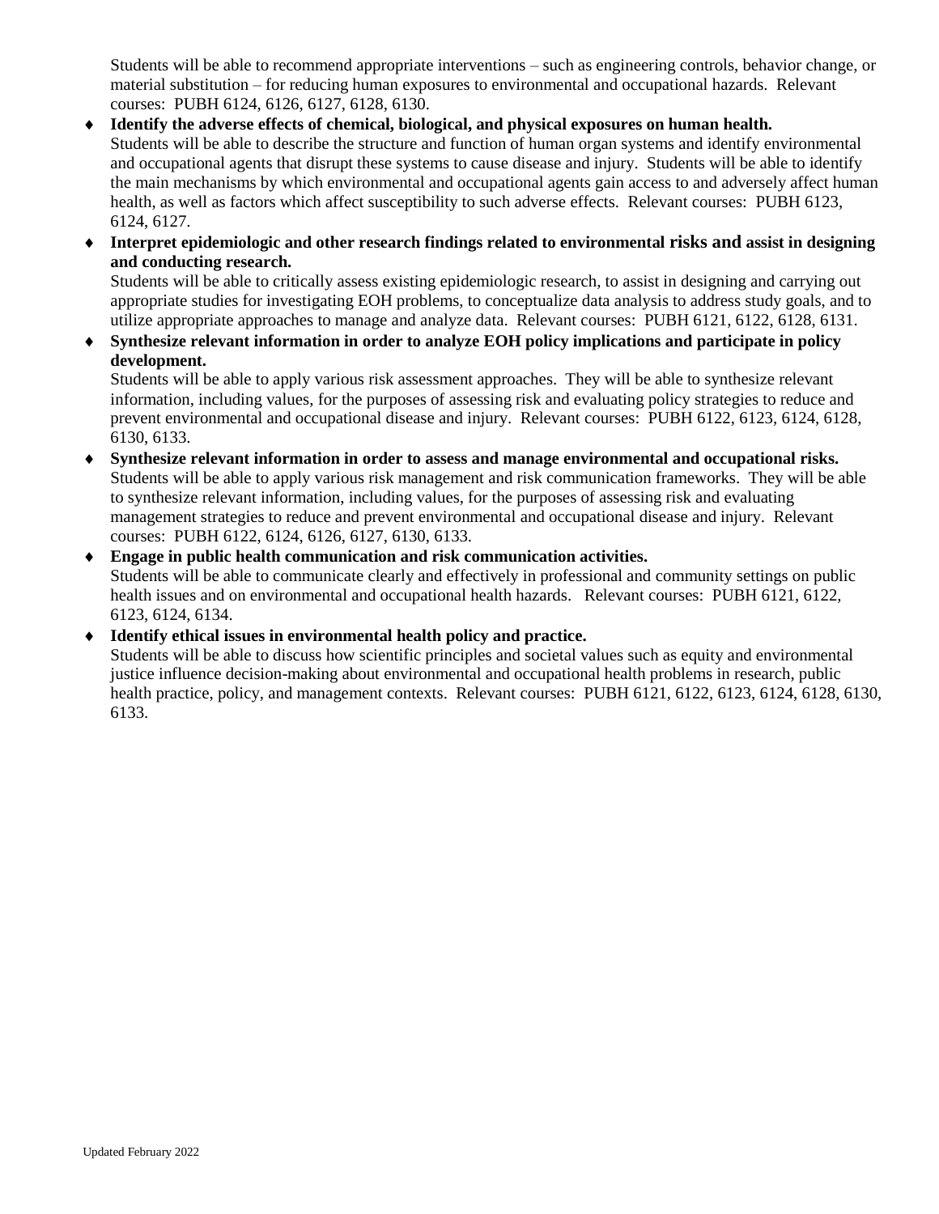Students will be able to recommend appropriate interventions – such as engineering controls, behavior change, or material substitution – for reducing human exposures to environmental and occupational hazards. Relevant courses: PUBH 6124, 6126, 6127, 6128, 6130.

- **Identify the adverse effects of chemical, biological, and physical exposures on human health.**
  Students will be able to describe the structure and function of human organ systems and identify environmental and occupational agents that disrupt these systems to cause disease and injury. Students will be able to identify the main mechanisms by which environmental and occupational agents gain access to and adversely affect human health, as well as factors which affect susceptibility to such adverse effects. Relevant courses: PUBH 6123, 6124, 6127.
- **Interpret epidemiologic and other research findings related to environmental risks and assist in designing and conducting research.**
  Students will be able to critically assess existing epidemiologic research, to assist in designing and carrying out appropriate studies for investigating EOH problems, to conceptualize data analysis to address study goals, and to utilize appropriate approaches to manage and analyze data. Relevant courses: PUBH 6121, 6122, 6128, 6131.
- **Synthesize relevant information in order to analyze EOH policy implications and participate in policy development.**
  Students will be able to apply various risk assessment approaches. They will be able to synthesize relevant information, including values, for the purposes of assessing risk and evaluating policy strategies to reduce and prevent environmental and occupational disease and injury. Relevant courses: PUBH 6122, 6123, 6124, 6128, 6130, 6133.
- **Synthesize relevant information in order to assess and manage environmental and occupational risks.**
  Students will be able to apply various risk management and risk communication frameworks. They will be able to synthesize relevant information, including values, for the purposes of assessing risk and evaluating management strategies to reduce and prevent environmental and occupational disease and injury. Relevant courses: PUBH 6122, 6124, 6126, 6127, 6130, 6133.
- **Engage in public health communication and risk communication activities.**
  Students will be able to communicate clearly and effectively in professional and community settings on public health issues and on environmental and occupational health hazards. Relevant courses: PUBH 6121, 6122, 6123, 6124, 6134.
- **Identify ethical issues in environmental health policy and practice.**
  Students will be able to discuss how scientific principles and societal values such as equity and environmental justice influence decision-making about environmental and occupational health problems in research, public health practice, policy, and management contexts. Relevant courses: PUBH 6121, 6122, 6123, 6124, 6128, 6130, 6133.

Updated February 2022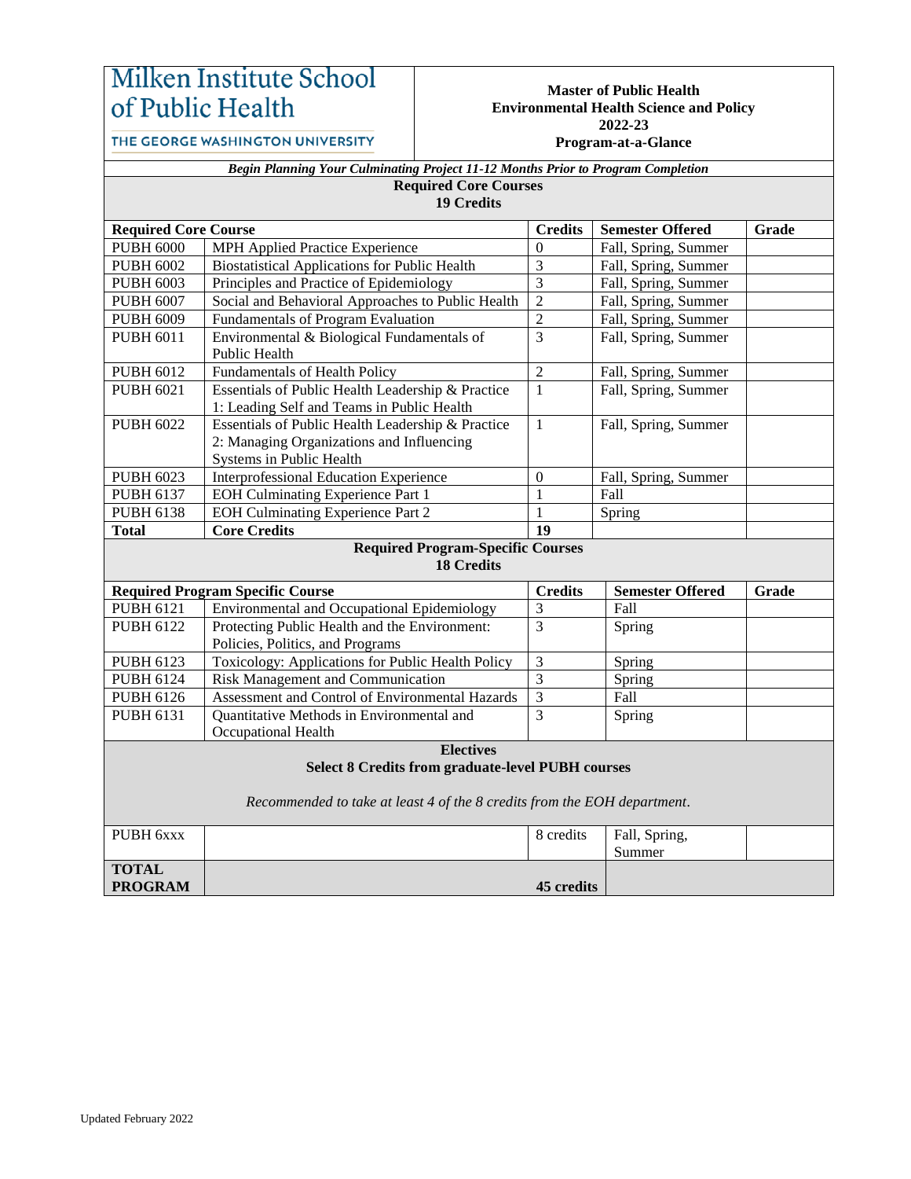Milken Institute School of Public Health
THE GEORGE WASHINGTON UNIVERSITY

**Master of Public Health**
**Environmental Health Science and Policy**
**2022-23**
**Program-at-a-Glance**

***Begin Planning Your Culminating Project 11-12 Months Prior to Program Completion***

**Required Core Courses**
**19 Credits**

| **Required Core Course** | | **Credits** | **Semester Offered** | **Grade** |
|---|---|---|---|---|
| PUBH 6000 | MPH Applied Practice Experience | 0 | Fall, Spring, Summer | |
| PUBH 6002 | Biostatistical Applications for Public Health | 3 | Fall, Spring, Summer | |
| PUBH 6003 | Principles and Practice of Epidemiology | 3 | Fall, Spring, Summer | |
| PUBH 6007 | Social and Behavioral Approaches to Public Health | 2 | Fall, Spring, Summer | |
| PUBH 6009 | Fundamentals of Program Evaluation | 2 | Fall, Spring, Summer | |
| PUBH 6011 | Environmental & Biological Fundamentals of Public Health | 3 | Fall, Spring, Summer | |
| PUBH 6012 | Fundamentals of Health Policy | 2 | Fall, Spring, Summer | |
| PUBH 6021 | Essentials of Public Health Leadership & Practice 1: Leading Self and Teams in Public Health | 1 | Fall, Spring, Summer | |
| PUBH 6022 | Essentials of Public Health Leadership & Practice 2: Managing Organizations and Influencing Systems in Public Health | 1 | Fall, Spring, Summer | |
| PUBH 6023 | Interprofessional Education Experience | 0 | Fall, Spring, Summer | |
| PUBH 6137 | EOH Culminating Experience Part 1 | 1 | Fall | |
| PUBH 6138 | EOH Culminating Experience Part 2 | 1 | Spring | |
| **Total** | **Core Credits** | **19** | | |

**Required Program-Specific Courses**
**18 Credits**

| **Required Program Specific Course** | | **Credits** | **Semester Offered** | **Grade** |
|---|---|---|---|---|
| PUBH 6121 | Environmental and Occupational Epidemiology | 3 | Fall | |
| PUBH 6122 | Protecting Public Health and the Environment: Policies, Politics, and Programs | 3 | Spring | |
| PUBH 6123 | Toxicology: Applications for Public Health Policy | 3 | Spring | |
| PUBH 6124 | Risk Management and Communication | 3 | Spring | |
| PUBH 6126 | Assessment and Control of Environmental Hazards | 3 | Fall | |
| PUBH 6131 | Quantitative Methods in Environmental and Occupational Health | 3 | Spring | |

**Electives**
**Select 8 Credits from graduate-level PUBH courses**

*Recommended to take at least 4 of the 8 credits from the EOH department.*

| | | | | |
|---|---|---|---|---|
| PUBH 6xxx | | 8 credits | Fall, Spring, Summer | |
| **TOTAL PROGRAM** | | **45 credits** | | |

Updated February 2022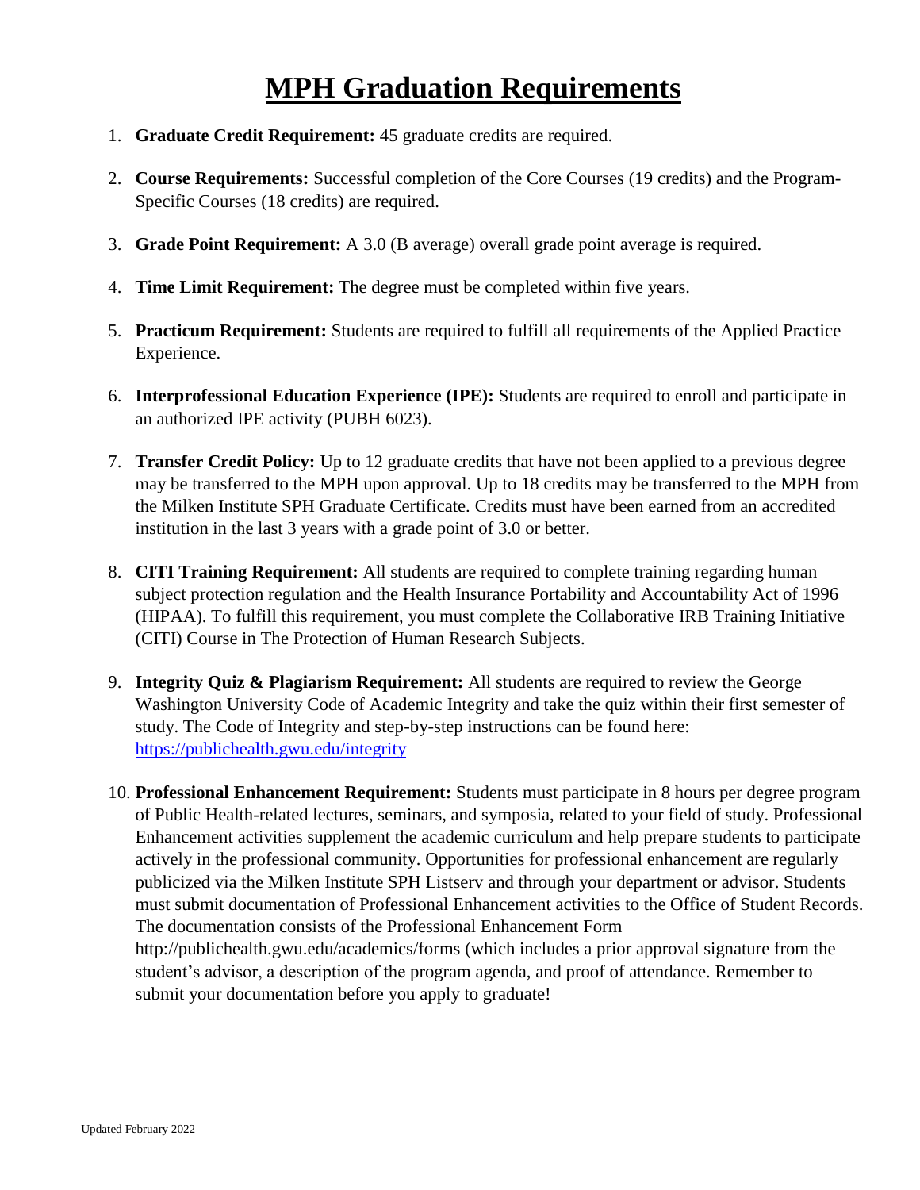# MPH Graduation Requirements

1. **Graduate Credit Requirement:** 45 graduate credits are required.
2. **Course Requirements:** Successful completion of the Core Courses (19 credits) and the Program-Specific Courses (18 credits) are required.
3. **Grade Point Requirement:** A 3.0 (B average) overall grade point average is required.
4. **Time Limit Requirement:** The degree must be completed within five years.
5. **Practicum Requirement:** Students are required to fulfill all requirements of the Applied Practice Experience.
6. **Interprofessional Education Experience (IPE):** Students are required to enroll and participate in an authorized IPE activity (PUBH 6023).
7. **Transfer Credit Policy:** Up to 12 graduate credits that have not been applied to a previous degree may be transferred to the MPH upon approval. Up to 18 credits may be transferred to the MPH from the Milken Institute SPH Graduate Certificate. Credits must have been earned from an accredited institution in the last 3 years with a grade point of 3.0 or better.
8. **CITI Training Requirement:** All students are required to complete training regarding human subject protection regulation and the Health Insurance Portability and Accountability Act of 1996 (HIPAA). To fulfill this requirement, you must complete the Collaborative IRB Training Initiative (CITI) Course in The Protection of Human Research Subjects.
9. **Integrity Quiz & Plagiarism Requirement:** All students are required to review the George Washington University Code of Academic Integrity and take the quiz within their first semester of study. The Code of Integrity and step-by-step instructions can be found here: [https://publichealth.gwu.edu/integrity](https://publichealth.gwu.edu/integrity)
10. **Professional Enhancement Requirement:** Students must participate in 8 hours per degree program of Public Health-related lectures, seminars, and symposia, related to your field of study. Professional Enhancement activities supplement the academic curriculum and help prepare students to participate actively in the professional community. Opportunities for professional enhancement are regularly publicized via the Milken Institute SPH Listserv and through your department or advisor. Students must submit documentation of Professional Enhancement activities to the Office of Student Records. The documentation consists of the Professional Enhancement Form http://publichealth.gwu.edu/academics/forms (which includes a prior approval signature from the student's advisor, a description of the program agenda, and proof of attendance. Remember to submit your documentation before you apply to graduate!

Updated February 2022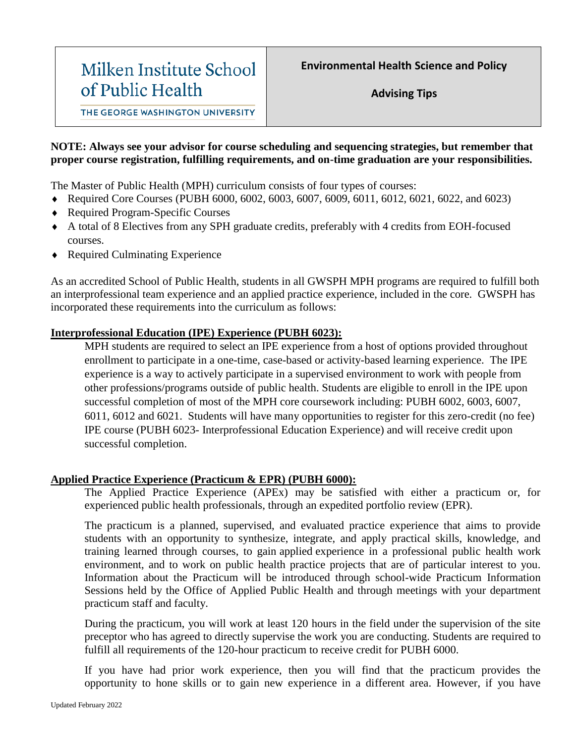| Milken Institute School of Public Health THE GEORGE WASHINGTON UNIVERSITY | **Environmental Health Science and Policy** **Advising Tips** |
| --- | --- |

**NOTE: Always see your advisor for course scheduling and sequencing strategies, but remember that proper course registration, fulfilling requirements, and on-time graduation are your responsibilities.**

The Master of Public Health (MPH) curriculum consists of four types of courses:

- Required Core Courses (PUBH 6000, 6002, 6003, 6007, 6009, 6011, 6012, 6021, 6022, and 6023)
- Required Program-Specific Courses
- A total of 8 Electives from any SPH graduate credits, preferably with 4 credits from EOH-focused courses.
- Required Culminating Experience

As an accredited School of Public Health, students in all GWSPH MPH programs are required to fulfill both an interprofessional team experience and an applied practice experience, included in the core. GWSPH has incorporated these requirements into the curriculum as follows:

**Interprofessional Education (IPE) Experience (PUBH 6023):**

MPH students are required to select an IPE experience from a host of options provided throughout enrollment to participate in a one-time, case-based or activity-based learning experience. The IPE experience is a way to actively participate in a supervised environment to work with people from other professions/programs outside of public health. Students are eligible to enroll in the IPE upon successful completion of most of the MPH core coursework including: PUBH 6002, 6003, 6007, 6011, 6012 and 6021. Students will have many opportunities to register for this zero-credit (no fee) IPE course (PUBH 6023- Interprofessional Education Experience) and will receive credit upon successful completion.

**Applied Practice Experience (Practicum & EPR) (PUBH 6000):**

The Applied Practice Experience (APEx) may be satisfied with either a practicum or, for experienced public health professionals, through an expedited portfolio review (EPR).

The practicum is a planned, supervised, and evaluated practice experience that aims to provide students with an opportunity to synthesize, integrate, and apply practical skills, knowledge, and training learned through courses, to gain applied experience in a professional public health work environment, and to work on public health practice projects that are of particular interest to you. Information about the Practicum will be introduced through school-wide Practicum Information Sessions held by the Office of Applied Public Health and through meetings with your department practicum staff and faculty.

During the practicum, you will work at least 120 hours in the field under the supervision of the site preceptor who has agreed to directly supervise the work you are conducting. Students are required to fulfill all requirements of the 120-hour practicum to receive credit for PUBH 6000.

If you have had prior work experience, then you will find that the practicum provides the opportunity to hone skills or to gain new experience in a different area. However, if you have

Updated February 2022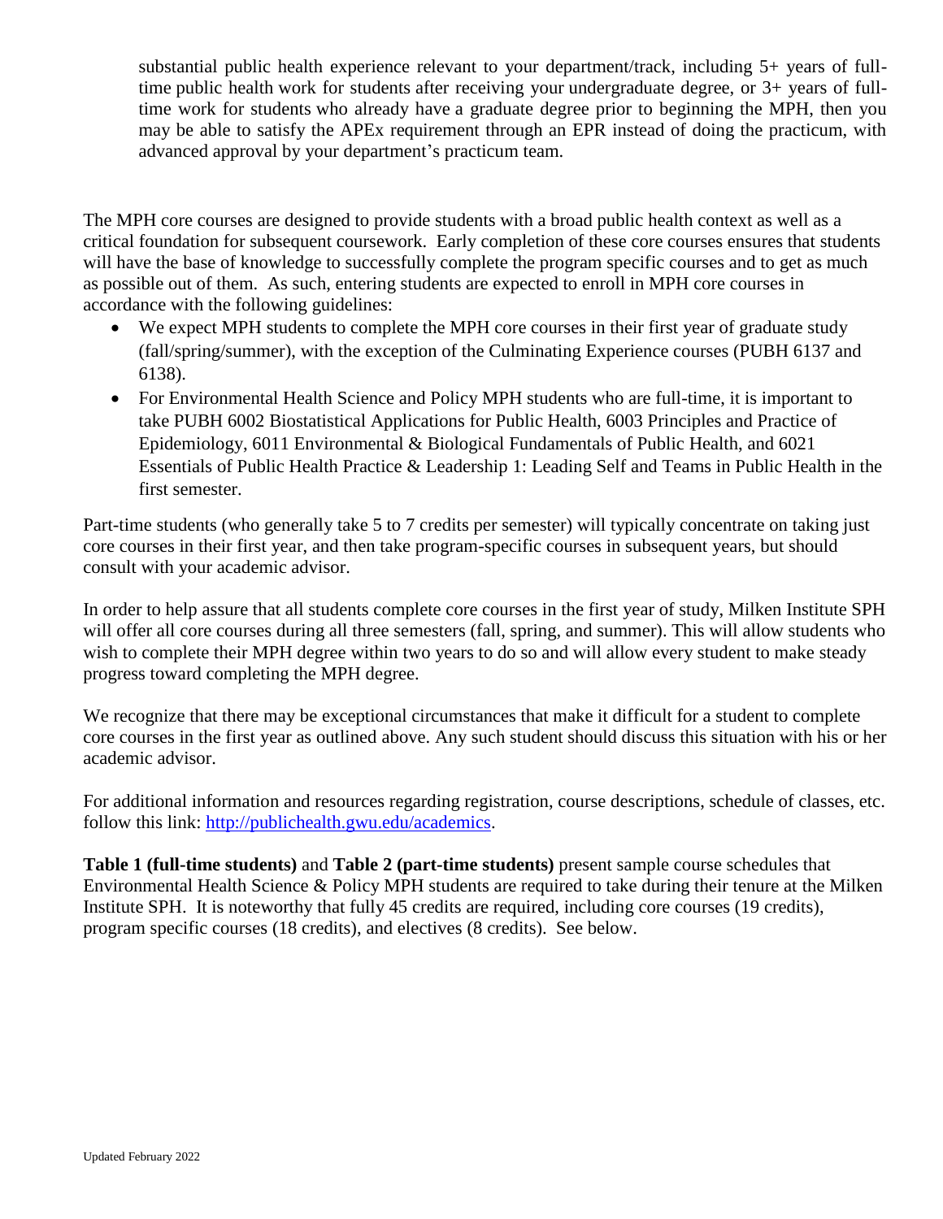substantial public health experience relevant to your department/track, including 5+ years of full-time public health work for students after receiving your undergraduate degree, or 3+ years of full-time work for students who already have a graduate degree prior to beginning the MPH, then you may be able to satisfy the APEx requirement through an EPR instead of doing the practicum, with advanced approval by your department's practicum team.

The MPH core courses are designed to provide students with a broad public health context as well as a critical foundation for subsequent coursework. Early completion of these core courses ensures that students will have the base of knowledge to successfully complete the program specific courses and to get as much as possible out of them. As such, entering students are expected to enroll in MPH core courses in accordance with the following guidelines:

- We expect MPH students to complete the MPH core courses in their first year of graduate study (fall/spring/summer), with the exception of the Culminating Experience courses (PUBH 6137 and 6138).
- For Environmental Health Science and Policy MPH students who are full-time, it is important to take PUBH 6002 Biostatistical Applications for Public Health, 6003 Principles and Practice of Epidemiology, 6011 Environmental & Biological Fundamentals of Public Health, and 6021 Essentials of Public Health Practice & Leadership 1: Leading Self and Teams in Public Health in the first semester.

Part-time students (who generally take 5 to 7 credits per semester) will typically concentrate on taking just core courses in their first year, and then take program-specific courses in subsequent years, but should consult with your academic advisor.

In order to help assure that all students complete core courses in the first year of study, Milken Institute SPH will offer all core courses during all three semesters (fall, spring, and summer). This will allow students who wish to complete their MPH degree within two years to do so and will allow every student to make steady progress toward completing the MPH degree.

We recognize that there may be exceptional circumstances that make it difficult for a student to complete core courses in the first year as outlined above. Any such student should discuss this situation with his or her academic advisor.

For additional information and resources regarding registration, course descriptions, schedule of classes, etc. follow this link: [http://publichealth.gwu.edu/academics](http://publichealth.gwu.edu/academics).

**Table 1 (full-time students)** and **Table 2 (part-time students)** present sample course schedules that Environmental Health Science & Policy MPH students are required to take during their tenure at the Milken Institute SPH. It is noteworthy that fully 45 credits are required, including core courses (19 credits), program specific courses (18 credits), and electives (8 credits). See below.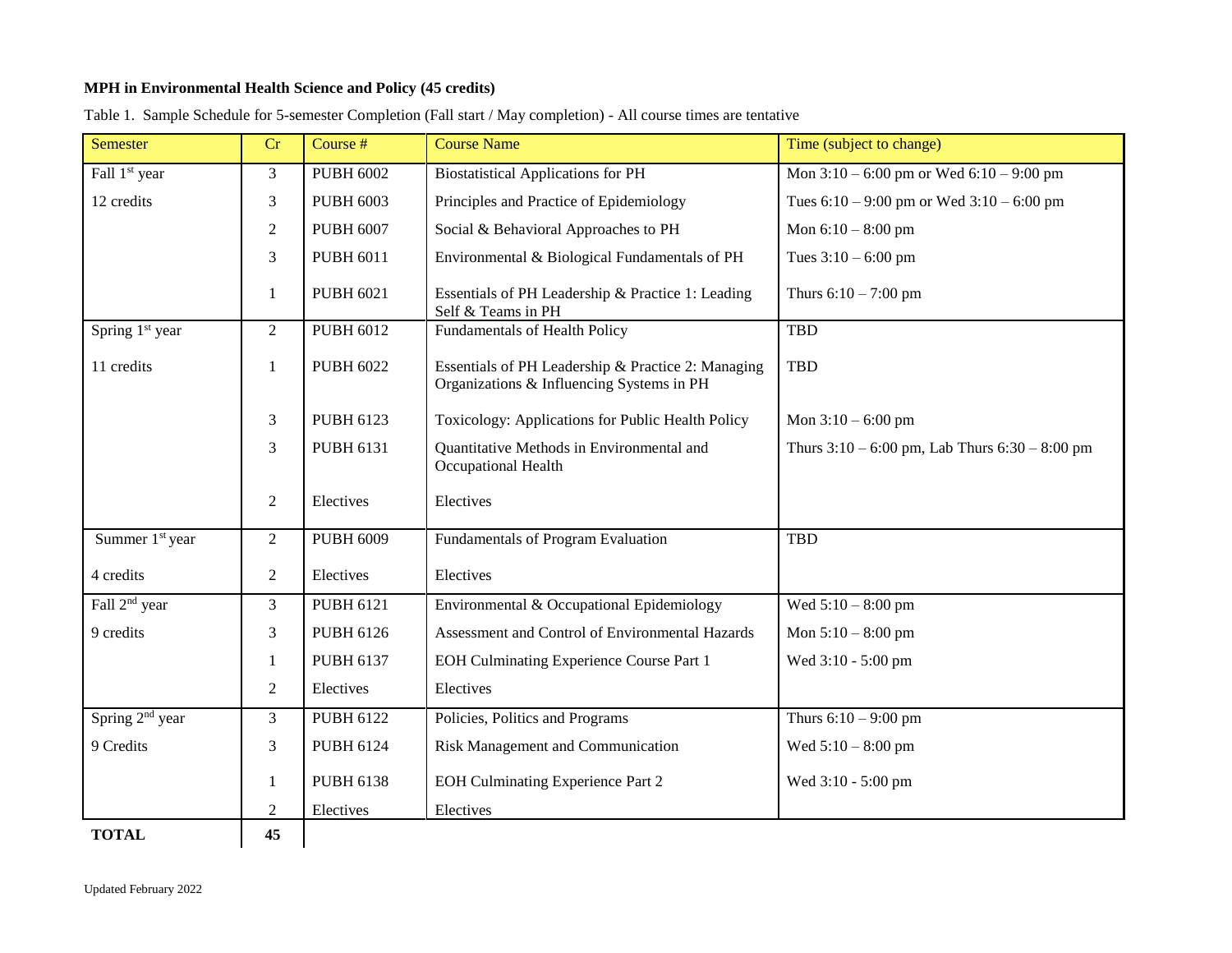**MPH in Environmental Health Science and Policy (45 credits)**

Table 1. Sample Schedule for 5-semester Completion (Fall start / May completion) - All course times are tentative

| Semester | Cr | Course # | Course Name | Time (subject to change) |
|---|---|---|---|---|
| Fall 1st year | 3 | PUBH 6002 | Biostatistical Applications for PH | Mon 3:10 – 6:00 pm or Wed 6:10 – 9:00 pm |
| 12 credits | 3 | PUBH 6003 | Principles and Practice of Epidemiology | Tues 6:10 – 9:00 pm or Wed 3:10 – 6:00 pm |
| | 2 | PUBH 6007 | Social & Behavioral Approaches to PH | Mon 6:10 – 8:00 pm |
| | 3 | PUBH 6011 | Environmental & Biological Fundamentals of PH | Tues 3:10 – 6:00 pm |
| | 1 | PUBH 6021 | Essentials of PH Leadership & Practice 1: Leading Self & Teams in PH | Thurs 6:10 – 7:00 pm |
| Spring 1st year | 2 | PUBH 6012 | Fundamentals of Health Policy | TBD |
| 11 credits | 1 | PUBH 6022 | Essentials of PH Leadership & Practice 2: Managing Organizations & Influencing Systems in PH | TBD |
| | 3 | PUBH 6123 | Toxicology: Applications for Public Health Policy | Mon 3:10 – 6:00 pm |
| | 3 | PUBH 6131 | Quantitative Methods in Environmental and Occupational Health | Thurs 3:10 – 6:00 pm, Lab Thurs 6:30 – 8:00 pm |
| | 2 | Electives | Electives | |
| Summer 1st year | 2 | PUBH 6009 | Fundamentals of Program Evaluation | TBD |
| 4 credits | 2 | Electives | Electives | |
| Fall 2nd year | 3 | PUBH 6121 | Environmental & Occupational Epidemiology | Wed 5:10 – 8:00 pm |
| 9 credits | 3 | PUBH 6126 | Assessment and Control of Environmental Hazards | Mon 5:10 – 8:00 pm |
| | 1 | PUBH 6137 | EOH Culminating Experience Course Part 1 | Wed 3:10 - 5:00 pm |
| | 2 | Electives | Electives | |
| Spring 2nd year | 3 | PUBH 6122 | Policies, Politics and Programs | Thurs 6:10 – 9:00 pm |
| 9 Credits | 3 | PUBH 6124 | Risk Management and Communication | Wed 5:10 – 8:00 pm |
| | 1 | PUBH 6138 | EOH Culminating Experience Part 2 | Wed 3:10 - 5:00 pm |
| | 2 | Electives | Electives | |
| **TOTAL** | **45** | | | |

Updated February 2022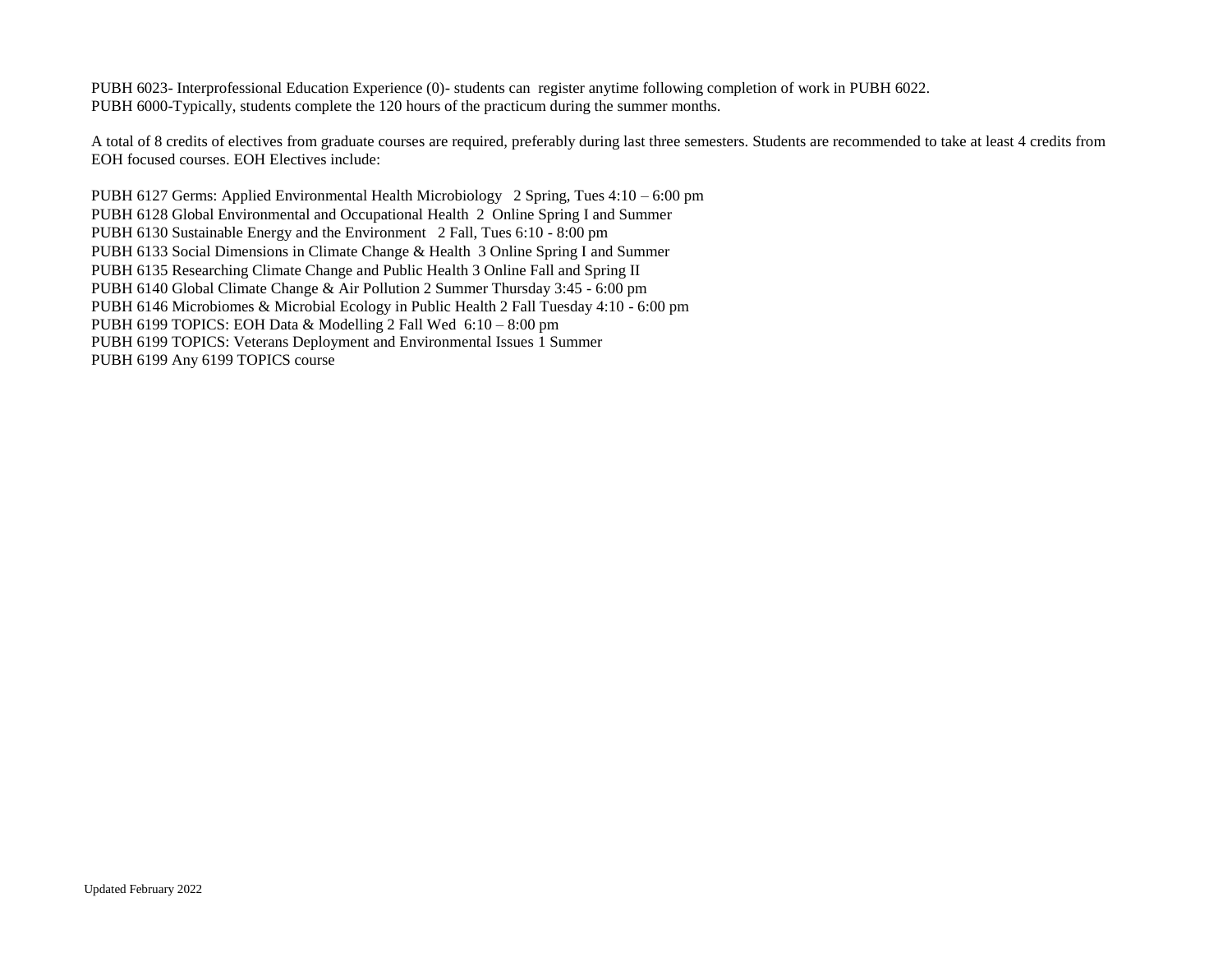PUBH 6023- Interprofessional Education Experience (0)- students can register anytime following completion of work in PUBH 6022.
PUBH 6000-Typically, students complete the 120 hours of the practicum during the summer months.

A total of 8 credits of electives from graduate courses are required, preferably during last three semesters. Students are recommended to take at least 4 credits from EOH focused courses. EOH Electives include:

PUBH 6127 Germs: Applied Environmental Health Microbiology 2 Spring, Tues 4:10 – 6:00 pm
PUBH 6128 Global Environmental and Occupational Health 2 Online Spring I and Summer
PUBH 6130 Sustainable Energy and the Environment 2 Fall, Tues 6:10 - 8:00 pm
PUBH 6133 Social Dimensions in Climate Change & Health 3 Online Spring I and Summer
PUBH 6135 Researching Climate Change and Public Health 3 Online Fall and Spring II
PUBH 6140 Global Climate Change & Air Pollution 2 Summer Thursday 3:45 - 6:00 pm
PUBH 6146 Microbiomes & Microbial Ecology in Public Health 2 Fall Tuesday 4:10 - 6:00 pm
PUBH 6199 TOPICS: EOH Data & Modelling 2 Fall Wed 6:10 – 8:00 pm
PUBH 6199 TOPICS: Veterans Deployment and Environmental Issues 1 Summer
PUBH 6199 Any 6199 TOPICS course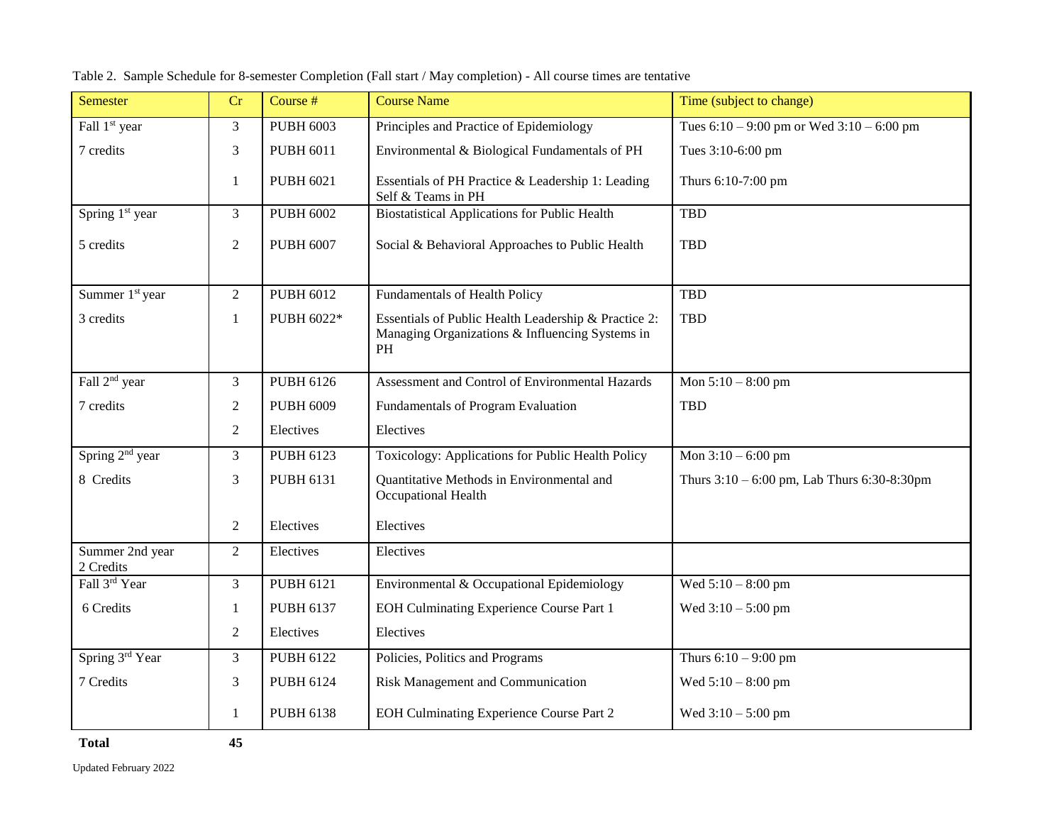Table 2. Sample Schedule for 8-semester Completion (Fall start / May completion) - All course times are tentative

| Semester | Cr | Course # | Course Name | Time (subject to change) |
| --- | --- | --- | --- | --- |
| Fall 1st year | 3 | PUBH 6003 | Principles and Practice of Epidemiology | Tues 6:10 – 9:00 pm or Wed 3:10 – 6:00 pm |
| 7 credits | 3 | PUBH 6011 | Environmental & Biological Fundamentals of PH | Tues 3:10-6:00 pm |
| | 1 | PUBH 6021 | Essentials of PH Practice & Leadership 1: Leading Self & Teams in PH | Thurs 6:10-7:00 pm |
| Spring 1st year | 3 | PUBH 6002 | Biostatistical Applications for Public Health | TBD |
| 5 credits | 2 | PUBH 6007 | Social & Behavioral Approaches to Public Health | TBD |
| Summer 1st year | 2 | PUBH 6012 | Fundamentals of Health Policy | TBD |
| 3 credits | 1 | PUBH 6022* | Essentials of Public Health Leadership & Practice 2: Managing Organizations & Influencing Systems in PH | TBD |
| Fall 2nd year | 3 | PUBH 6126 | Assessment and Control of Environmental Hazards | Mon 5:10 – 8:00 pm |
| 7 credits | 2 | PUBH 6009 | Fundamentals of Program Evaluation | TBD |
| | 2 | Electives | Electives | |
| Spring 2nd year | 3 | PUBH 6123 | Toxicology: Applications for Public Health Policy | Mon 3:10 – 6:00 pm |
| 8 Credits | 3 | PUBH 6131 | Quantitative Methods in Environmental and Occupational Health | Thurs 3:10 – 6:00 pm, Lab Thurs 6:30-8:30pm |
| | 2 | Electives | Electives | |
| Summer 2nd year 2 Credits | 2 | Electives | Electives | |
| Fall 3rd Year | 3 | PUBH 6121 | Environmental & Occupational Epidemiology | Wed 5:10 – 8:00 pm |
| 6 Credits | 1 | PUBH 6137 | EOH Culminating Experience Course Part 1 | Wed 3:10 – 5:00 pm |
| | 2 | Electives | Electives | |
| Spring 3rd Year | 3 | PUBH 6122 | Policies, Politics and Programs | Thurs 6:10 – 9:00 pm |
| 7 Credits | 3 | PUBH 6124 | Risk Management and Communication | Wed 5:10 – 8:00 pm |
| | 1 | PUBH 6138 | EOH Culminating Experience Course Part 2 | Wed 3:10 – 5:00 pm |
| **Total** | **45** | | | |

Updated February 2022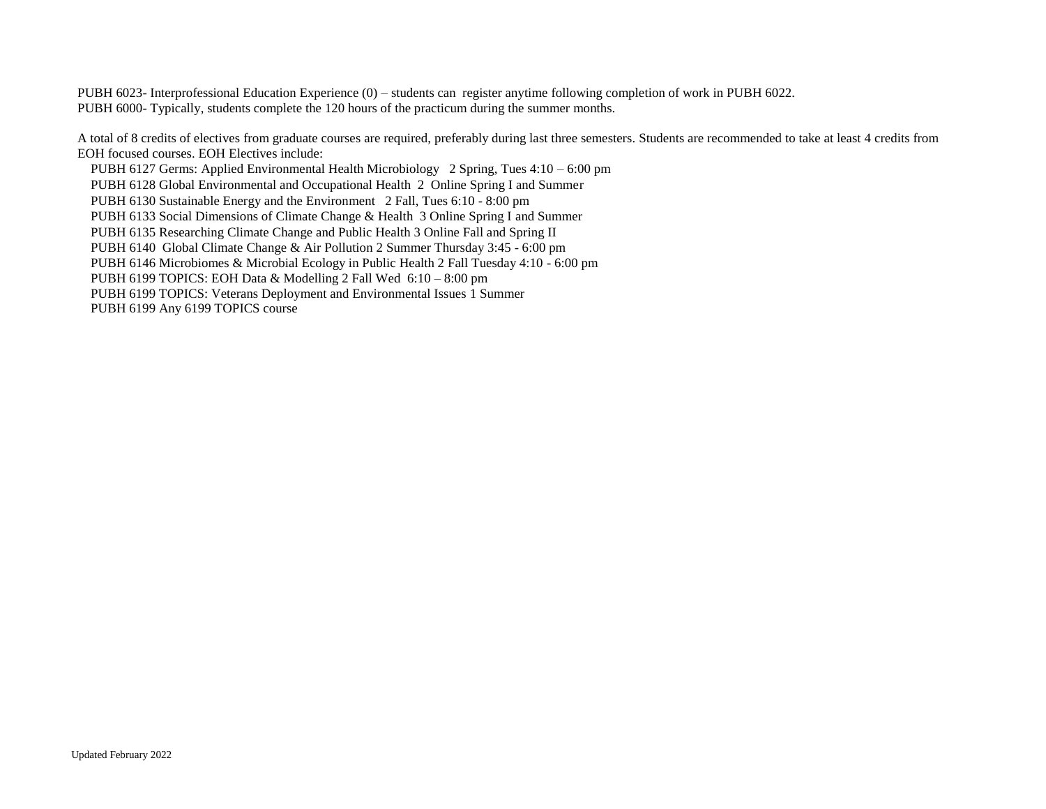PUBH 6023- Interprofessional Education Experience (0) – students can register anytime following completion of work in PUBH 6022.
PUBH 6000- Typically, students complete the 120 hours of the practicum during the summer months.

A total of 8 credits of electives from graduate courses are required, preferably during last three semesters. Students are recommended to take at least 4 credits from EOH focused courses. EOH Electives include:

- PUBH 6127 Germs: Applied Environmental Health Microbiology 2 Spring, Tues 4:10 – 6:00 pm
- PUBH 6128 Global Environmental and Occupational Health 2 Online Spring I and Summer
- PUBH 6130 Sustainable Energy and the Environment 2 Fall, Tues 6:10 - 8:00 pm
- PUBH 6133 Social Dimensions of Climate Change & Health 3 Online Spring I and Summer
- PUBH 6135 Researching Climate Change and Public Health 3 Online Fall and Spring II
- PUBH 6140 Global Climate Change & Air Pollution 2 Summer Thursday 3:45 - 6:00 pm
- PUBH 6146 Microbiomes & Microbial Ecology in Public Health 2 Fall Tuesday 4:10 - 6:00 pm
- PUBH 6199 TOPICS: EOH Data & Modelling 2 Fall Wed 6:10 – 8:00 pm
- PUBH 6199 TOPICS: Veterans Deployment and Environmental Issues 1 Summer
- PUBH 6199 Any 6199 TOPICS course

Updated February 2022